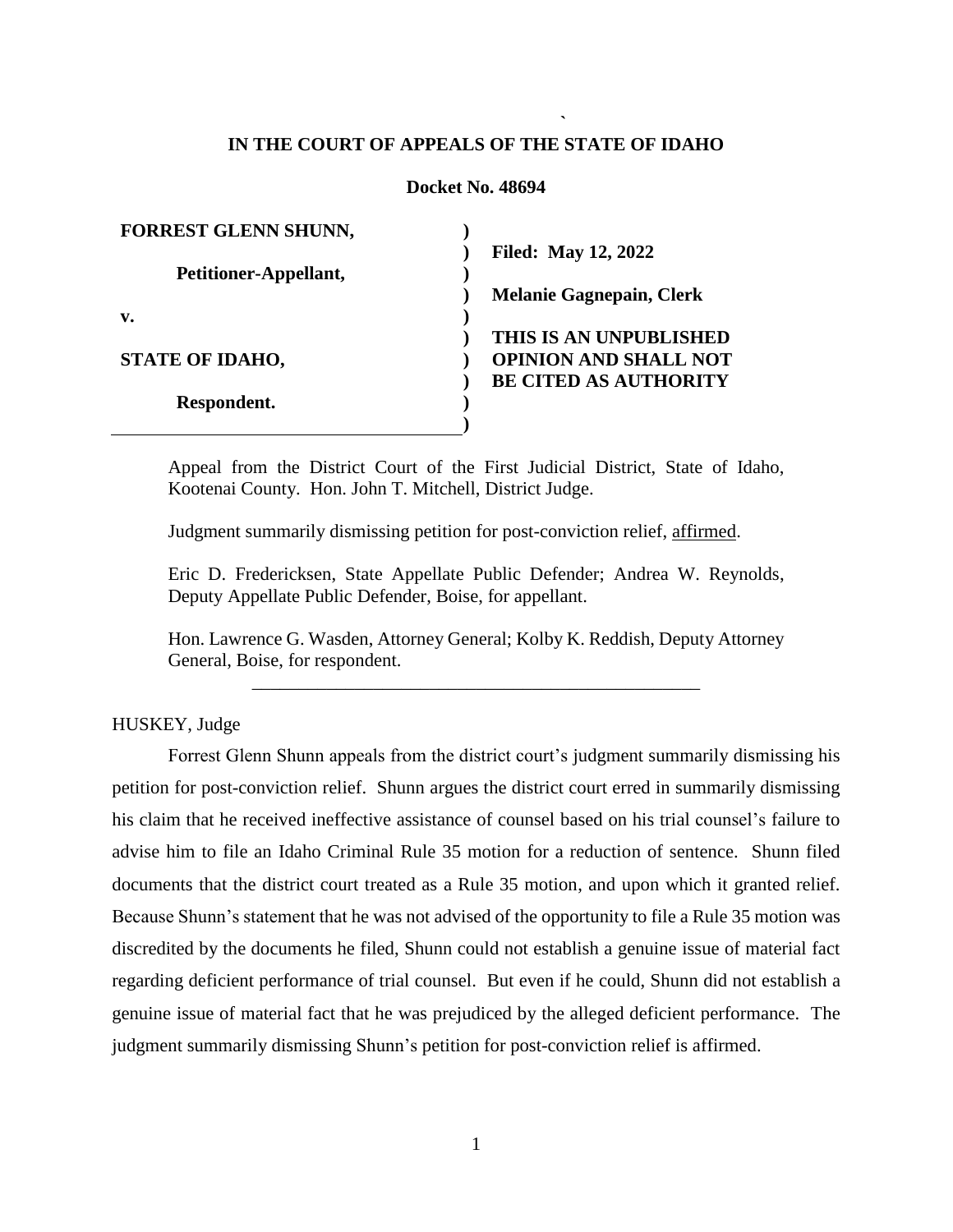# IN THE COURT OF APPEALS OF THE STATE OF IDAHO

**Docket No. 48694**

| | |
|---|---|
| **FORREST GLENN SHUNN,** | **Filed: May 12, 2022** |
| **Petitioner-Appellant,** | **Melanie Gagnepain, Clerk** |
| **v.** | |
| **STATE OF IDAHO,** | **THIS IS AN UNPUBLISHED OPINION AND SHALL NOT BE CITED AS AUTHORITY** |
| **Respondent.** | |

Appeal from the District Court of the First Judicial District, State of Idaho, Kootenai County. Hon. John T. Mitchell, District Judge.

Judgment summarily dismissing petition for post-conviction relief, affirmed.

Eric D. Fredericksen, State Appellate Public Defender; Andrea W. Reynolds, Deputy Appellate Public Defender, Boise, for appellant.

Hon. Lawrence G. Wasden, Attorney General; Kolby K. Reddish, Deputy Attorney General, Boise, for respondent.

---

HUSKEY, Judge

Forrest Glenn Shunn appeals from the district court's judgment summarily dismissing his petition for post-conviction relief. Shunn argues the district court erred in summarily dismissing his claim that he received ineffective assistance of counsel based on his trial counsel's failure to advise him to file an Idaho Criminal Rule 35 motion for a reduction of sentence. Shunn filed documents that the district court treated as a Rule 35 motion, and upon which it granted relief. Because Shunn's statement that he was not advised of the opportunity to file a Rule 35 motion was discredited by the documents he filed, Shunn could not establish a genuine issue of material fact regarding deficient performance of trial counsel. But even if he could, Shunn did not establish a genuine issue of material fact that he was prejudiced by the alleged deficient performance. The judgment summarily dismissing Shunn's petition for post-conviction relief is affirmed.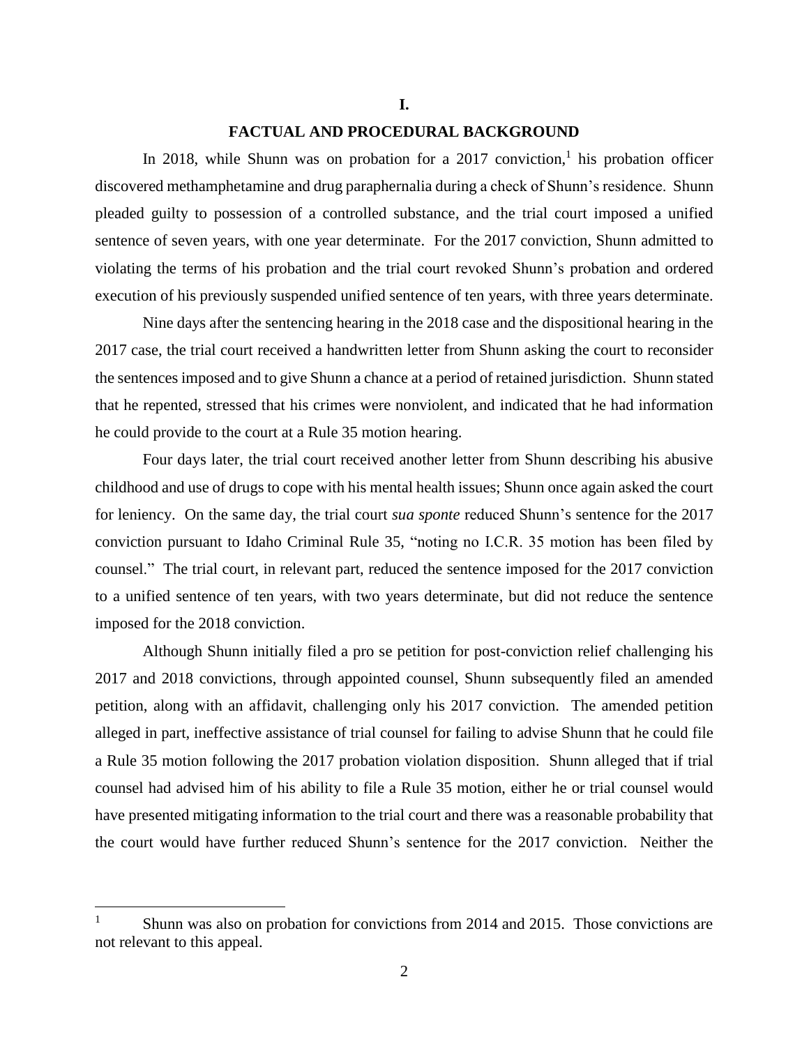## I.

## FACTUAL AND PROCEDURAL BACKGROUND

In 2018, while Shunn was on probation for a 2017 conviction,[1] his probation officer discovered methamphetamine and drug paraphernalia during a check of Shunn's residence. Shunn pleaded guilty to possession of a controlled substance, and the trial court imposed a unified sentence of seven years, with one year determinate. For the 2017 conviction, Shunn admitted to violating the terms of his probation and the trial court revoked Shunn's probation and ordered execution of his previously suspended unified sentence of ten years, with three years determinate.

Nine days after the sentencing hearing in the 2018 case and the dispositional hearing in the 2017 case, the trial court received a handwritten letter from Shunn asking the court to reconsider the sentences imposed and to give Shunn a chance at a period of retained jurisdiction. Shunn stated that he repented, stressed that his crimes were nonviolent, and indicated that he had information he could provide to the court at a Rule 35 motion hearing.

Four days later, the trial court received another letter from Shunn describing his abusive childhood and use of drugs to cope with his mental health issues; Shunn once again asked the court for leniency. On the same day, the trial court *sua sponte* reduced Shunn's sentence for the 2017 conviction pursuant to Idaho Criminal Rule 35, "noting no I.C.R. 35 motion has been filed by counsel." The trial court, in relevant part, reduced the sentence imposed for the 2017 conviction to a unified sentence of ten years, with two years determinate, but did not reduce the sentence imposed for the 2018 conviction.

Although Shunn initially filed a pro se petition for post-conviction relief challenging his 2017 and 2018 convictions, through appointed counsel, Shunn subsequently filed an amended petition, along with an affidavit, challenging only his 2017 conviction. The amended petition alleged in part, ineffective assistance of trial counsel for failing to advise Shunn that he could file a Rule 35 motion following the 2017 probation violation disposition. Shunn alleged that if trial counsel had advised him of his ability to file a Rule 35 motion, either he or trial counsel would have presented mitigating information to the trial court and there was a reasonable probability that the court would have further reduced Shunn's sentence for the 2017 conviction. Neither the

---

[1] Shunn was also on probation for convictions from 2014 and 2015. Those convictions are not relevant to this appeal.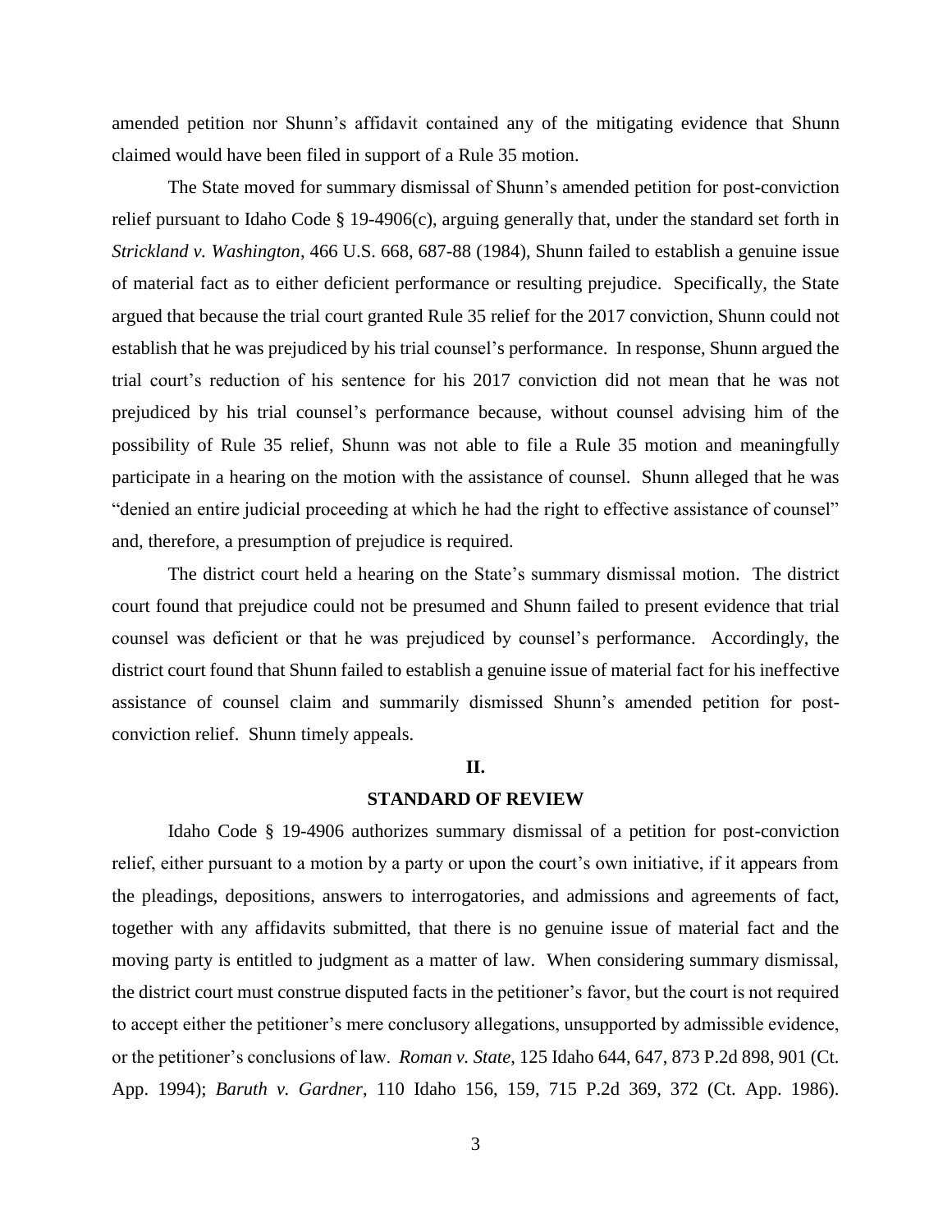amended petition nor Shunn's affidavit contained any of the mitigating evidence that Shunn claimed would have been filed in support of a Rule 35 motion.

The State moved for summary dismissal of Shunn's amended petition for post-conviction relief pursuant to Idaho Code § 19-4906(c), arguing generally that, under the standard set forth in *Strickland v. Washington*, 466 U.S. 668, 687-88 (1984), Shunn failed to establish a genuine issue of material fact as to either deficient performance or resulting prejudice. Specifically, the State argued that because the trial court granted Rule 35 relief for the 2017 conviction, Shunn could not establish that he was prejudiced by his trial counsel's performance. In response, Shunn argued the trial court's reduction of his sentence for his 2017 conviction did not mean that he was not prejudiced by his trial counsel's performance because, without counsel advising him of the possibility of Rule 35 relief, Shunn was not able to file a Rule 35 motion and meaningfully participate in a hearing on the motion with the assistance of counsel. Shunn alleged that he was "denied an entire judicial proceeding at which he had the right to effective assistance of counsel" and, therefore, a presumption of prejudice is required.

The district court held a hearing on the State's summary dismissal motion. The district court found that prejudice could not be presumed and Shunn failed to present evidence that trial counsel was deficient or that he was prejudiced by counsel's performance. Accordingly, the district court found that Shunn failed to establish a genuine issue of material fact for his ineffective assistance of counsel claim and summarily dismissed Shunn's amended petition for post-conviction relief. Shunn timely appeals.

## II.

## STANDARD OF REVIEW

Idaho Code § 19-4906 authorizes summary dismissal of a petition for post-conviction relief, either pursuant to a motion by a party or upon the court's own initiative, if it appears from the pleadings, depositions, answers to interrogatories, and admissions and agreements of fact, together with any affidavits submitted, that there is no genuine issue of material fact and the moving party is entitled to judgment as a matter of law. When considering summary dismissal, the district court must construe disputed facts in the petitioner's favor, but the court is not required to accept either the petitioner's mere conclusory allegations, unsupported by admissible evidence, or the petitioner's conclusions of law. *Roman v. State*, 125 Idaho 644, 647, 873 P.2d 898, 901 (Ct. App. 1994); *Baruth v. Gardner*, 110 Idaho 156, 159, 715 P.2d 369, 372 (Ct. App. 1986).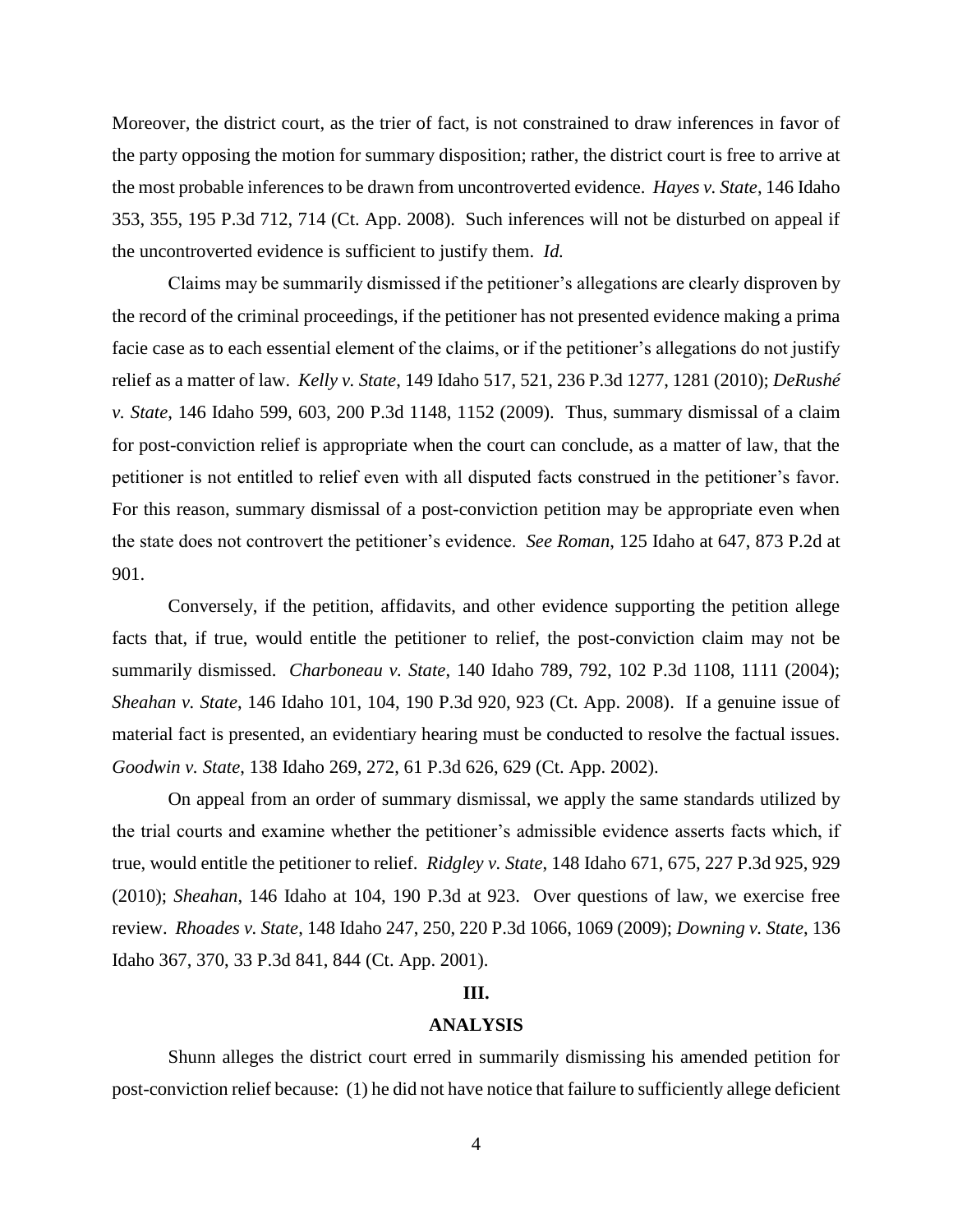Moreover, the district court, as the trier of fact, is not constrained to draw inferences in favor of the party opposing the motion for summary disposition; rather, the district court is free to arrive at the most probable inferences to be drawn from uncontroverted evidence. *Hayes v. State*, 146 Idaho 353, 355, 195 P.3d 712, 714 (Ct. App. 2008). Such inferences will not be disturbed on appeal if the uncontroverted evidence is sufficient to justify them. *Id.*

Claims may be summarily dismissed if the petitioner's allegations are clearly disproven by the record of the criminal proceedings, if the petitioner has not presented evidence making a prima facie case as to each essential element of the claims, or if the petitioner's allegations do not justify relief as a matter of law. *Kelly v. State*, 149 Idaho 517, 521, 236 P.3d 1277, 1281 (2010); *DeRushé v. State*, 146 Idaho 599, 603, 200 P.3d 1148, 1152 (2009). Thus, summary dismissal of a claim for post-conviction relief is appropriate when the court can conclude, as a matter of law, that the petitioner is not entitled to relief even with all disputed facts construed in the petitioner's favor. For this reason, summary dismissal of a post-conviction petition may be appropriate even when the state does not controvert the petitioner's evidence. *See Roman*, 125 Idaho at 647, 873 P.2d at 901.

Conversely, if the petition, affidavits, and other evidence supporting the petition allege facts that, if true, would entitle the petitioner to relief, the post-conviction claim may not be summarily dismissed. *Charboneau v. State*, 140 Idaho 789, 792, 102 P.3d 1108, 1111 (2004); *Sheahan v. State*, 146 Idaho 101, 104, 190 P.3d 920, 923 (Ct. App. 2008). If a genuine issue of material fact is presented, an evidentiary hearing must be conducted to resolve the factual issues. *Goodwin v. State*, 138 Idaho 269, 272, 61 P.3d 626, 629 (Ct. App. 2002).

On appeal from an order of summary dismissal, we apply the same standards utilized by the trial courts and examine whether the petitioner's admissible evidence asserts facts which, if true, would entitle the petitioner to relief. *Ridgley v. State*, 148 Idaho 671, 675, 227 P.3d 925, 929 (2010); *Sheahan*, 146 Idaho at 104, 190 P.3d at 923. Over questions of law, we exercise free review. *Rhoades v. State*, 148 Idaho 247, 250, 220 P.3d 1066, 1069 (2009); *Downing v. State*, 136 Idaho 367, 370, 33 P.3d 841, 844 (Ct. App. 2001).

## III.

## ANALYSIS

Shunn alleges the district court erred in summarily dismissing his amended petition for post-conviction relief because: (1) he did not have notice that failure to sufficiently allege deficient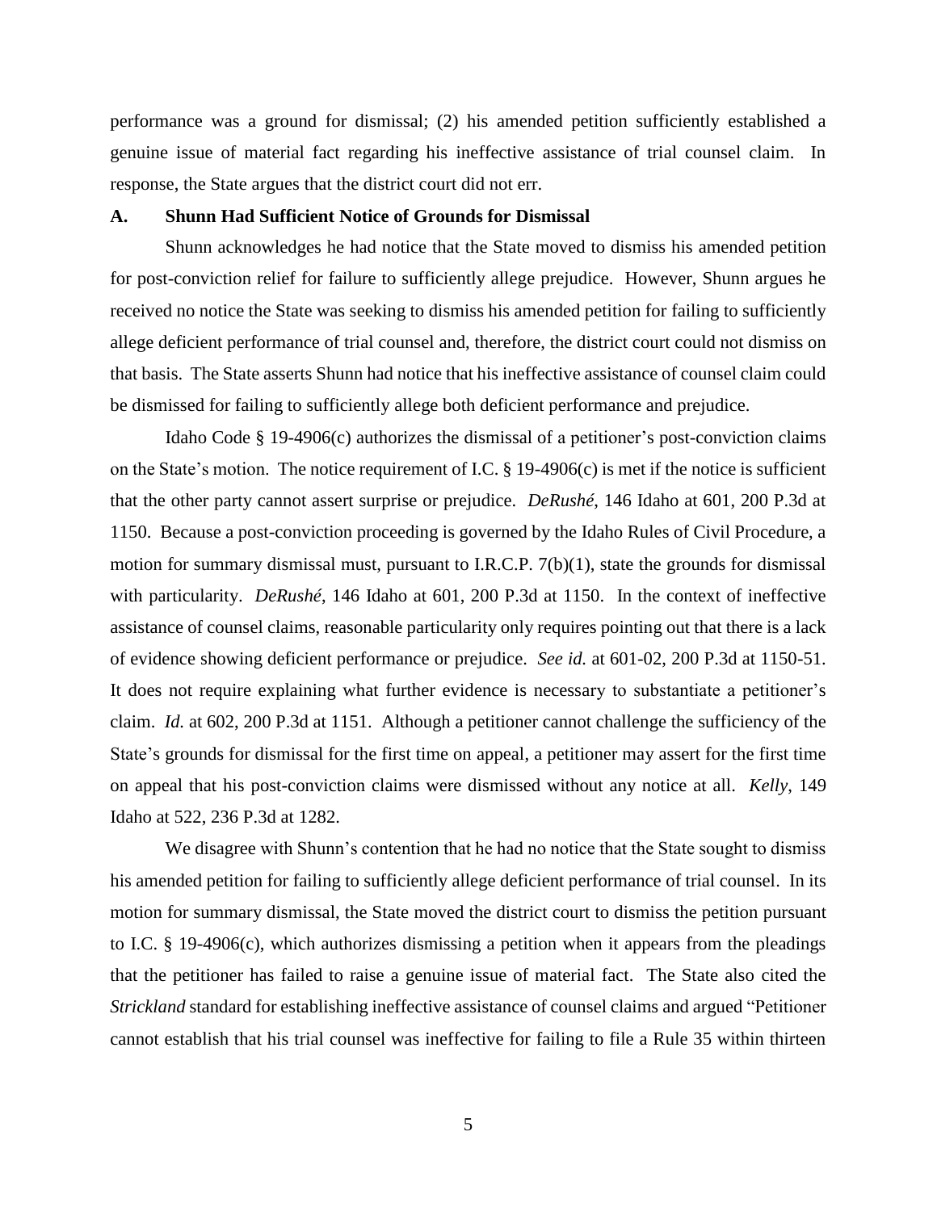performance was a ground for dismissal; (2) his amended petition sufficiently established a genuine issue of material fact regarding his ineffective assistance of trial counsel claim. In response, the State argues that the district court did not err.

### A. Shunn Had Sufficient Notice of Grounds for Dismissal

Shunn acknowledges he had notice that the State moved to dismiss his amended petition for post-conviction relief for failure to sufficiently allege prejudice. However, Shunn argues he received no notice the State was seeking to dismiss his amended petition for failing to sufficiently allege deficient performance of trial counsel and, therefore, the district court could not dismiss on that basis. The State asserts Shunn had notice that his ineffective assistance of counsel claim could be dismissed for failing to sufficiently allege both deficient performance and prejudice.

Idaho Code § 19-4906(c) authorizes the dismissal of a petitioner's post-conviction claims on the State's motion. The notice requirement of I.C. § 19-4906(c) is met if the notice is sufficient that the other party cannot assert surprise or prejudice. *DeRushé*, 146 Idaho at 601, 200 P.3d at 1150. Because a post-conviction proceeding is governed by the Idaho Rules of Civil Procedure, a motion for summary dismissal must, pursuant to I.R.C.P. 7(b)(1), state the grounds for dismissal with particularity. *DeRushé*, 146 Idaho at 601, 200 P.3d at 1150. In the context of ineffective assistance of counsel claims, reasonable particularity only requires pointing out that there is a lack of evidence showing deficient performance or prejudice. *See id.* at 601-02, 200 P.3d at 1150-51. It does not require explaining what further evidence is necessary to substantiate a petitioner's claim. *Id.* at 602, 200 P.3d at 1151. Although a petitioner cannot challenge the sufficiency of the State's grounds for dismissal for the first time on appeal, a petitioner may assert for the first time on appeal that his post-conviction claims were dismissed without any notice at all. *Kelly*, 149 Idaho at 522, 236 P.3d at 1282.

We disagree with Shunn's contention that he had no notice that the State sought to dismiss his amended petition for failing to sufficiently allege deficient performance of trial counsel. In its motion for summary dismissal, the State moved the district court to dismiss the petition pursuant to I.C. § 19-4906(c), which authorizes dismissing a petition when it appears from the pleadings that the petitioner has failed to raise a genuine issue of material fact. The State also cited the *Strickland* standard for establishing ineffective assistance of counsel claims and argued "Petitioner cannot establish that his trial counsel was ineffective for failing to file a Rule 35 within thirteen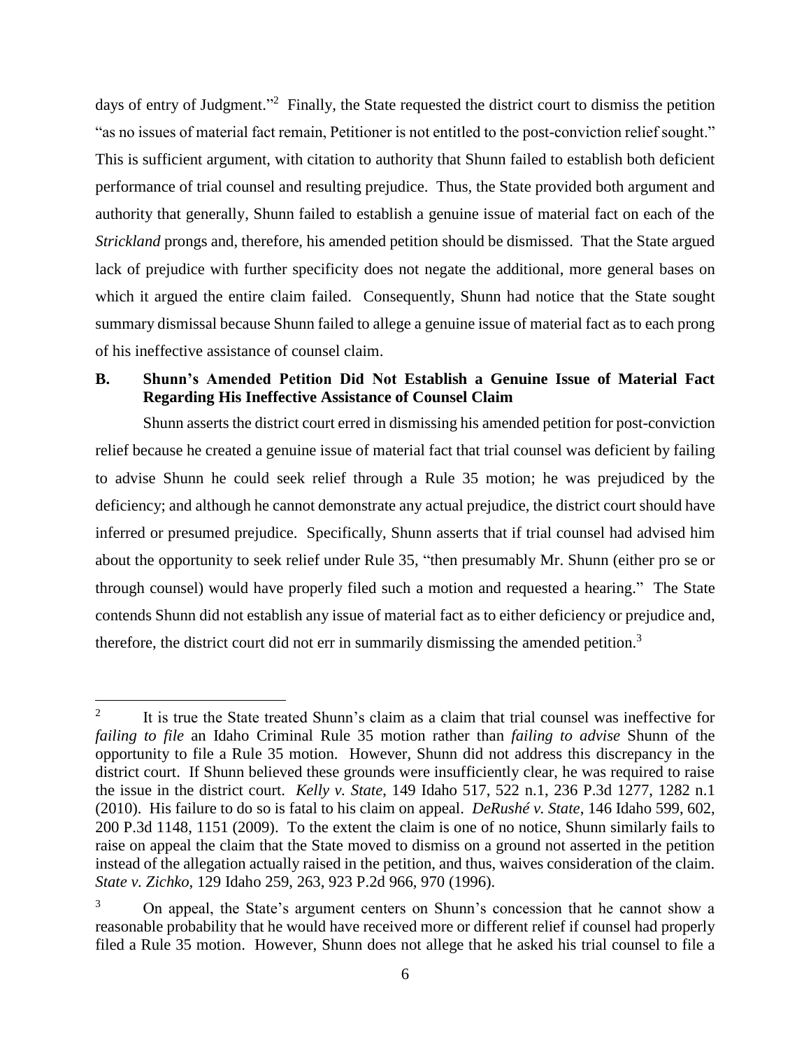days of entry of Judgment."[2] Finally, the State requested the district court to dismiss the petition "as no issues of material fact remain, Petitioner is not entitled to the post-conviction relief sought." This is sufficient argument, with citation to authority that Shunn failed to establish both deficient performance of trial counsel and resulting prejudice. Thus, the State provided both argument and authority that generally, Shunn failed to establish a genuine issue of material fact on each of the *Strickland* prongs and, therefore, his amended petition should be dismissed. That the State argued lack of prejudice with further specificity does not negate the additional, more general bases on which it argued the entire claim failed. Consequently, Shunn had notice that the State sought summary dismissal because Shunn failed to allege a genuine issue of material fact as to each prong of his ineffective assistance of counsel claim.

## B. Shunn's Amended Petition Did Not Establish a Genuine Issue of Material Fact Regarding His Ineffective Assistance of Counsel Claim

Shunn asserts the district court erred in dismissing his amended petition for post-conviction relief because he created a genuine issue of material fact that trial counsel was deficient by failing to advise Shunn he could seek relief through a Rule 35 motion; he was prejudiced by the deficiency; and although he cannot demonstrate any actual prejudice, the district court should have inferred or presumed prejudice. Specifically, Shunn asserts that if trial counsel had advised him about the opportunity to seek relief under Rule 35, "then presumably Mr. Shunn (either pro se or through counsel) would have properly filed such a motion and requested a hearing." The State contends Shunn did not establish any issue of material fact as to either deficiency or prejudice and, therefore, the district court did not err in summarily dismissing the amended petition.[3]

---

[2] It is true the State treated Shunn's claim as a claim that trial counsel was ineffective for *failing to file* an Idaho Criminal Rule 35 motion rather than *failing to advise* Shunn of the opportunity to file a Rule 35 motion. However, Shunn did not address this discrepancy in the district court. If Shunn believed these grounds were insufficiently clear, he was required to raise the issue in the district court. *Kelly v. State*, 149 Idaho 517, 522 n.1, 236 P.3d 1277, 1282 n.1 (2010). His failure to do so is fatal to his claim on appeal. *DeRushé v. State*, 146 Idaho 599, 602, 200 P.3d 1148, 1151 (2009). To the extent the claim is one of no notice, Shunn similarly fails to raise on appeal the claim that the State moved to dismiss on a ground not asserted in the petition instead of the allegation actually raised in the petition, and thus, waives consideration of the claim. *State v. Zichko*, 129 Idaho 259, 263, 923 P.2d 966, 970 (1996).

[3] On appeal, the State's argument centers on Shunn's concession that he cannot show a reasonable probability that he would have received more or different relief if counsel had properly filed a Rule 35 motion. However, Shunn does not allege that he asked his trial counsel to file a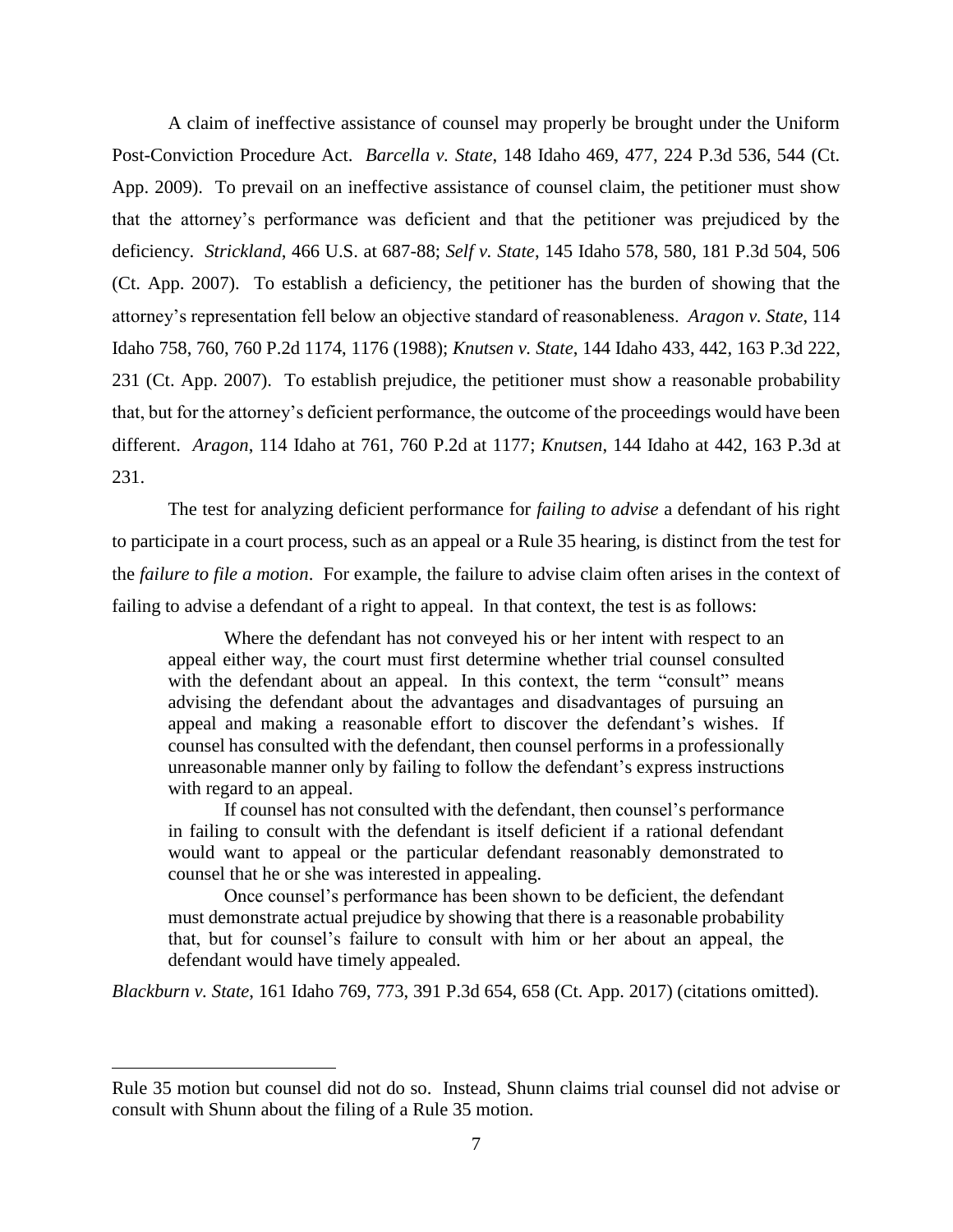A claim of ineffective assistance of counsel may properly be brought under the Uniform Post-Conviction Procedure Act. *Barcella v. State*, 148 Idaho 469, 477, 224 P.3d 536, 544 (Ct. App. 2009). To prevail on an ineffective assistance of counsel claim, the petitioner must show that the attorney's performance was deficient and that the petitioner was prejudiced by the deficiency. *Strickland*, 466 U.S. at 687-88; *Self v. State*, 145 Idaho 578, 580, 181 P.3d 504, 506 (Ct. App. 2007). To establish a deficiency, the petitioner has the burden of showing that the attorney's representation fell below an objective standard of reasonableness. *Aragon v. State*, 114 Idaho 758, 760, 760 P.2d 1174, 1176 (1988); *Knutsen v. State*, 144 Idaho 433, 442, 163 P.3d 222, 231 (Ct. App. 2007). To establish prejudice, the petitioner must show a reasonable probability that, but for the attorney's deficient performance, the outcome of the proceedings would have been different. *Aragon*, 114 Idaho at 761, 760 P.2d at 1177; *Knutsen*, 144 Idaho at 442, 163 P.3d at 231.

The test for analyzing deficient performance for *failing to advise* a defendant of his right to participate in a court process, such as an appeal or a Rule 35 hearing, is distinct from the test for the *failure to file a motion*. For example, the failure to advise claim often arises in the context of failing to advise a defendant of a right to appeal. In that context, the test is as follows:

> Where the defendant has not conveyed his or her intent with respect to an appeal either way, the court must first determine whether trial counsel consulted with the defendant about an appeal. In this context, the term "consult" means advising the defendant about the advantages and disadvantages of pursuing an appeal and making a reasonable effort to discover the defendant's wishes. If counsel has consulted with the defendant, then counsel performs in a professionally unreasonable manner only by failing to follow the defendant's express instructions with regard to an appeal.
>
> If counsel has not consulted with the defendant, then counsel's performance in failing to consult with the defendant is itself deficient if a rational defendant would want to appeal or the particular defendant reasonably demonstrated to counsel that he or she was interested in appealing.
>
> Once counsel's performance has been shown to be deficient, the defendant must demonstrate actual prejudice by showing that there is a reasonable probability that, but for counsel's failure to consult with him or her about an appeal, the defendant would have timely appealed.

*Blackburn v. State*, 161 Idaho 769, 773, 391 P.3d 654, 658 (Ct. App. 2017) (citations omitted).

---

Rule 35 motion but counsel did not do so. Instead, Shunn claims trial counsel did not advise or consult with Shunn about the filing of a Rule 35 motion.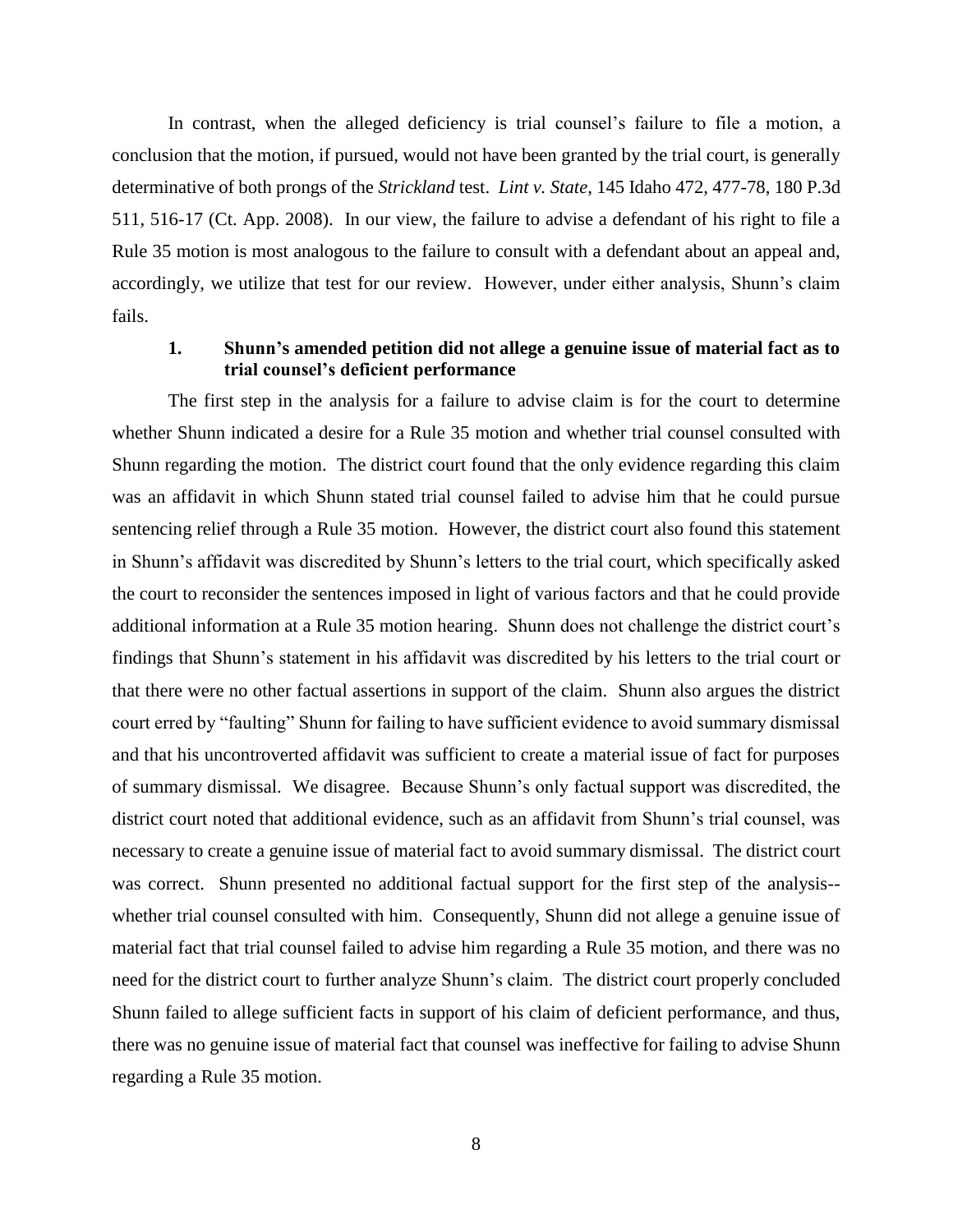In contrast, when the alleged deficiency is trial counsel's failure to file a motion, a conclusion that the motion, if pursued, would not have been granted by the trial court, is generally determinative of both prongs of the *Strickland* test. *Lint v. State*, 145 Idaho 472, 477-78, 180 P.3d 511, 516-17 (Ct. App. 2008). In our view, the failure to advise a defendant of his right to file a Rule 35 motion is most analogous to the failure to consult with a defendant about an appeal and, accordingly, we utilize that test for our review. However, under either analysis, Shunn's claim fails.

### 1. Shunn's amended petition did not allege a genuine issue of material fact as to trial counsel's deficient performance

The first step in the analysis for a failure to advise claim is for the court to determine whether Shunn indicated a desire for a Rule 35 motion and whether trial counsel consulted with Shunn regarding the motion. The district court found that the only evidence regarding this claim was an affidavit in which Shunn stated trial counsel failed to advise him that he could pursue sentencing relief through a Rule 35 motion. However, the district court also found this statement in Shunn's affidavit was discredited by Shunn's letters to the trial court, which specifically asked the court to reconsider the sentences imposed in light of various factors and that he could provide additional information at a Rule 35 motion hearing. Shunn does not challenge the district court's findings that Shunn's statement in his affidavit was discredited by his letters to the trial court or that there were no other factual assertions in support of the claim. Shunn also argues the district court erred by "faulting" Shunn for failing to have sufficient evidence to avoid summary dismissal and that his uncontroverted affidavit was sufficient to create a material issue of fact for purposes of summary dismissal. We disagree. Because Shunn's only factual support was discredited, the district court noted that additional evidence, such as an affidavit from Shunn's trial counsel, was necessary to create a genuine issue of material fact to avoid summary dismissal. The district court was correct. Shunn presented no additional factual support for the first step of the analysis--whether trial counsel consulted with him. Consequently, Shunn did not allege a genuine issue of material fact that trial counsel failed to advise him regarding a Rule 35 motion, and there was no need for the district court to further analyze Shunn's claim. The district court properly concluded Shunn failed to allege sufficient facts in support of his claim of deficient performance, and thus, there was no genuine issue of material fact that counsel was ineffective for failing to advise Shunn regarding a Rule 35 motion.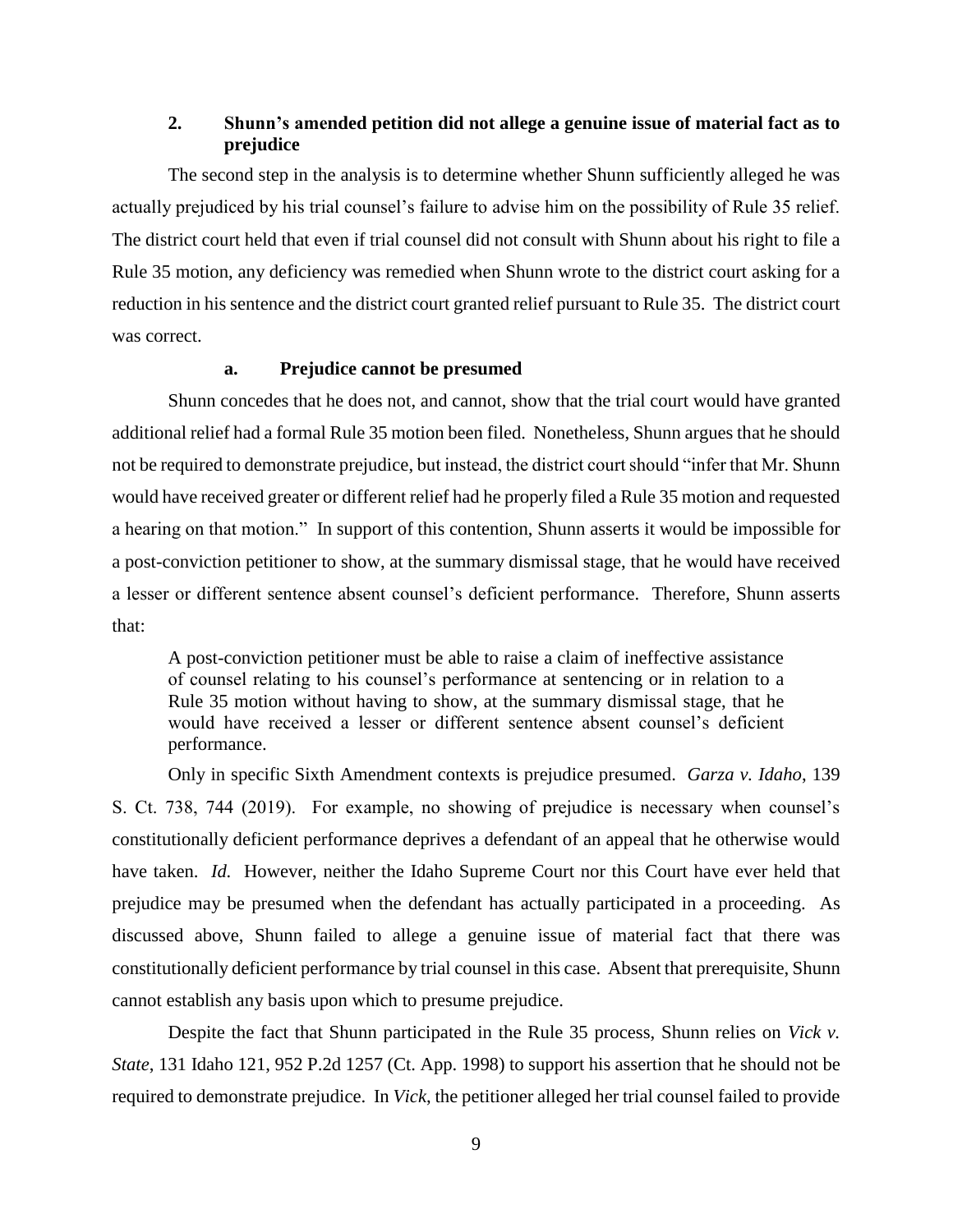### 2. Shunn's amended petition did not allege a genuine issue of material fact as to prejudice

The second step in the analysis is to determine whether Shunn sufficiently alleged he was actually prejudiced by his trial counsel's failure to advise him on the possibility of Rule 35 relief. The district court held that even if trial counsel did not consult with Shunn about his right to file a Rule 35 motion, any deficiency was remedied when Shunn wrote to the district court asking for a reduction in his sentence and the district court granted relief pursuant to Rule 35. The district court was correct.

#### a. Prejudice cannot be presumed

Shunn concedes that he does not, and cannot, show that the trial court would have granted additional relief had a formal Rule 35 motion been filed. Nonetheless, Shunn argues that he should not be required to demonstrate prejudice, but instead, the district court should "infer that Mr. Shunn would have received greater or different relief had he properly filed a Rule 35 motion and requested a hearing on that motion." In support of this contention, Shunn asserts it would be impossible for a post-conviction petitioner to show, at the summary dismissal stage, that he would have received a lesser or different sentence absent counsel's deficient performance. Therefore, Shunn asserts that:

> A post-conviction petitioner must be able to raise a claim of ineffective assistance of counsel relating to his counsel's performance at sentencing or in relation to a Rule 35 motion without having to show, at the summary dismissal stage, that he would have received a lesser or different sentence absent counsel's deficient performance.

Only in specific Sixth Amendment contexts is prejudice presumed. *Garza v. Idaho*, 139 S. Ct. 738, 744 (2019). For example, no showing of prejudice is necessary when counsel's constitutionally deficient performance deprives a defendant of an appeal that he otherwise would have taken. *Id.* However, neither the Idaho Supreme Court nor this Court have ever held that prejudice may be presumed when the defendant has actually participated in a proceeding. As discussed above, Shunn failed to allege a genuine issue of material fact that there was constitutionally deficient performance by trial counsel in this case. Absent that prerequisite, Shunn cannot establish any basis upon which to presume prejudice.

Despite the fact that Shunn participated in the Rule 35 process, Shunn relies on *Vick v. State*, 131 Idaho 121, 952 P.2d 1257 (Ct. App. 1998) to support his assertion that he should not be required to demonstrate prejudice. In *Vick*, the petitioner alleged her trial counsel failed to provide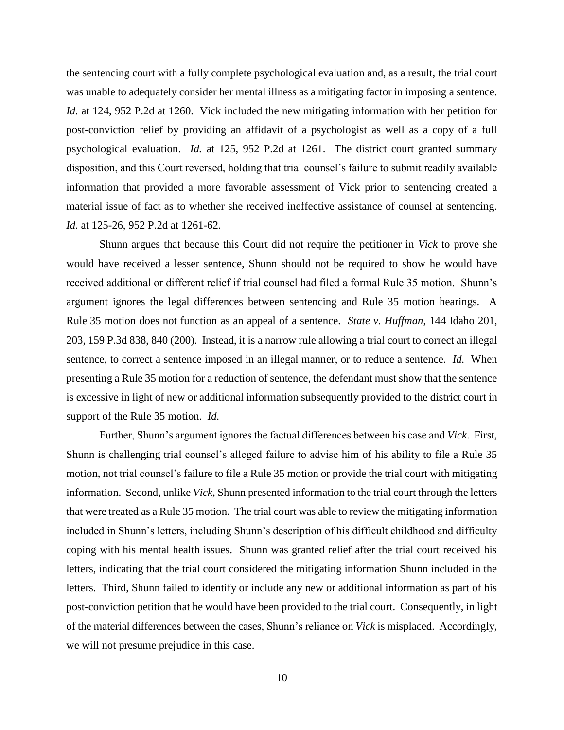the sentencing court with a fully complete psychological evaluation and, as a result, the trial court was unable to adequately consider her mental illness as a mitigating factor in imposing a sentence. *Id.* at 124, 952 P.2d at 1260. Vick included the new mitigating information with her petition for post-conviction relief by providing an affidavit of a psychologist as well as a copy of a full psychological evaluation. *Id.* at 125, 952 P.2d at 1261. The district court granted summary disposition, and this Court reversed, holding that trial counsel's failure to submit readily available information that provided a more favorable assessment of Vick prior to sentencing created a material issue of fact as to whether she received ineffective assistance of counsel at sentencing. *Id.* at 125-26, 952 P.2d at 1261-62.

Shunn argues that because this Court did not require the petitioner in *Vick* to prove she would have received a lesser sentence, Shunn should not be required to show he would have received additional or different relief if trial counsel had filed a formal Rule 35 motion. Shunn's argument ignores the legal differences between sentencing and Rule 35 motion hearings. A Rule 35 motion does not function as an appeal of a sentence. *State v. Huffman*, 144 Idaho 201, 203, 159 P.3d 838, 840 (200). Instead, it is a narrow rule allowing a trial court to correct an illegal sentence, to correct a sentence imposed in an illegal manner, or to reduce a sentence. *Id.* When presenting a Rule 35 motion for a reduction of sentence, the defendant must show that the sentence is excessive in light of new or additional information subsequently provided to the district court in support of the Rule 35 motion. *Id.*

Further, Shunn's argument ignores the factual differences between his case and *Vick*. First, Shunn is challenging trial counsel's alleged failure to advise him of his ability to file a Rule 35 motion, not trial counsel's failure to file a Rule 35 motion or provide the trial court with mitigating information. Second, unlike *Vick*, Shunn presented information to the trial court through the letters that were treated as a Rule 35 motion. The trial court was able to review the mitigating information included in Shunn's letters, including Shunn's description of his difficult childhood and difficulty coping with his mental health issues. Shunn was granted relief after the trial court received his letters, indicating that the trial court considered the mitigating information Shunn included in the letters. Third, Shunn failed to identify or include any new or additional information as part of his post-conviction petition that he would have been provided to the trial court. Consequently, in light of the material differences between the cases, Shunn's reliance on *Vick* is misplaced. Accordingly, we will not presume prejudice in this case.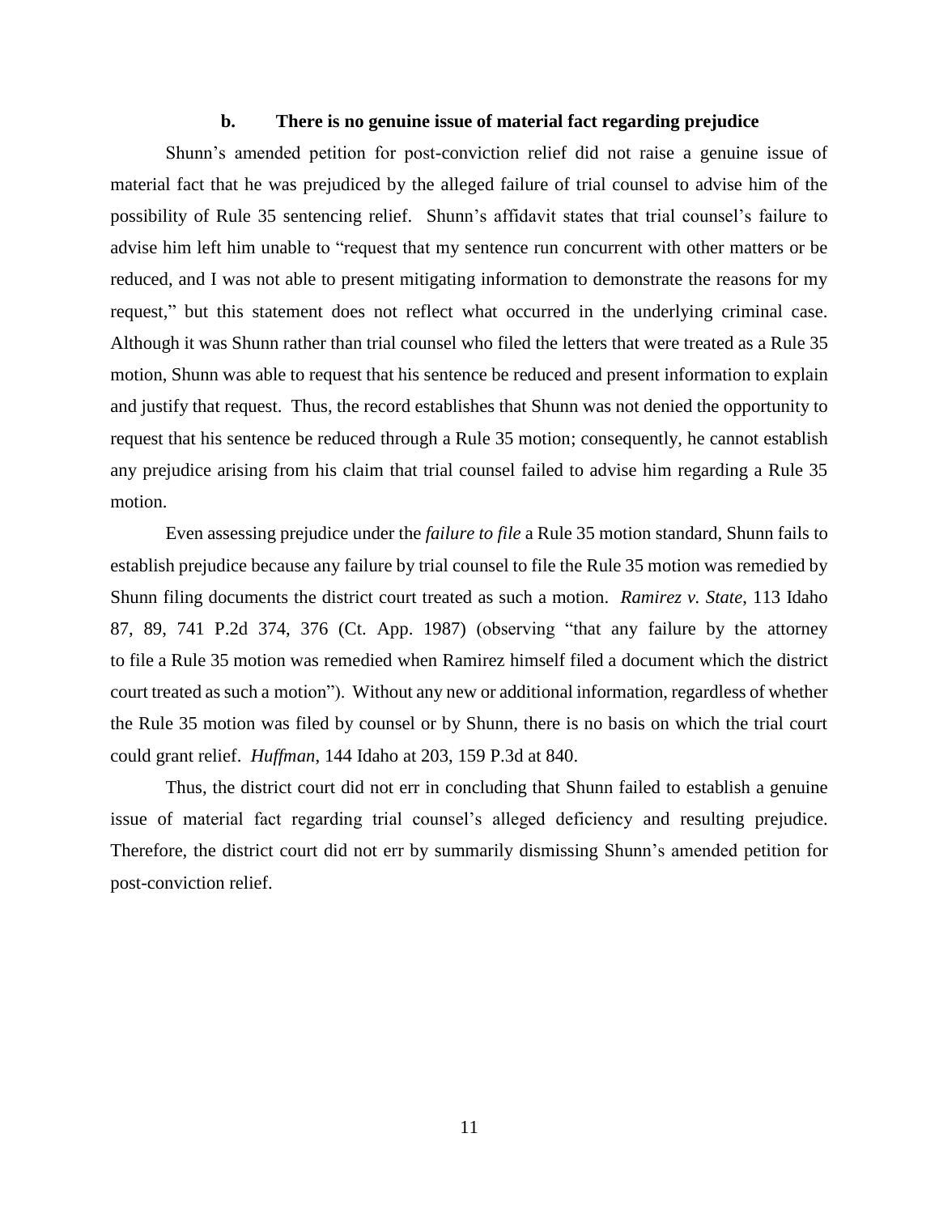### b. There is no genuine issue of material fact regarding prejudice

Shunn's amended petition for post-conviction relief did not raise a genuine issue of material fact that he was prejudiced by the alleged failure of trial counsel to advise him of the possibility of Rule 35 sentencing relief. Shunn's affidavit states that trial counsel's failure to advise him left him unable to "request that my sentence run concurrent with other matters or be reduced, and I was not able to present mitigating information to demonstrate the reasons for my request," but this statement does not reflect what occurred in the underlying criminal case. Although it was Shunn rather than trial counsel who filed the letters that were treated as a Rule 35 motion, Shunn was able to request that his sentence be reduced and present information to explain and justify that request. Thus, the record establishes that Shunn was not denied the opportunity to request that his sentence be reduced through a Rule 35 motion; consequently, he cannot establish any prejudice arising from his claim that trial counsel failed to advise him regarding a Rule 35 motion.

Even assessing prejudice under the *failure to file* a Rule 35 motion standard, Shunn fails to establish prejudice because any failure by trial counsel to file the Rule 35 motion was remedied by Shunn filing documents the district court treated as such a motion. *Ramirez v. State*, 113 Idaho 87, 89, 741 P.2d 374, 376 (Ct. App. 1987) (observing "that any failure by the attorney to file a Rule 35 motion was remedied when Ramirez himself filed a document which the district court treated as such a motion"). Without any new or additional information, regardless of whether the Rule 35 motion was filed by counsel or by Shunn, there is no basis on which the trial court could grant relief. *Huffman*, 144 Idaho at 203, 159 P.3d at 840.

Thus, the district court did not err in concluding that Shunn failed to establish a genuine issue of material fact regarding trial counsel's alleged deficiency and resulting prejudice. Therefore, the district court did not err by summarily dismissing Shunn's amended petition for post-conviction relief.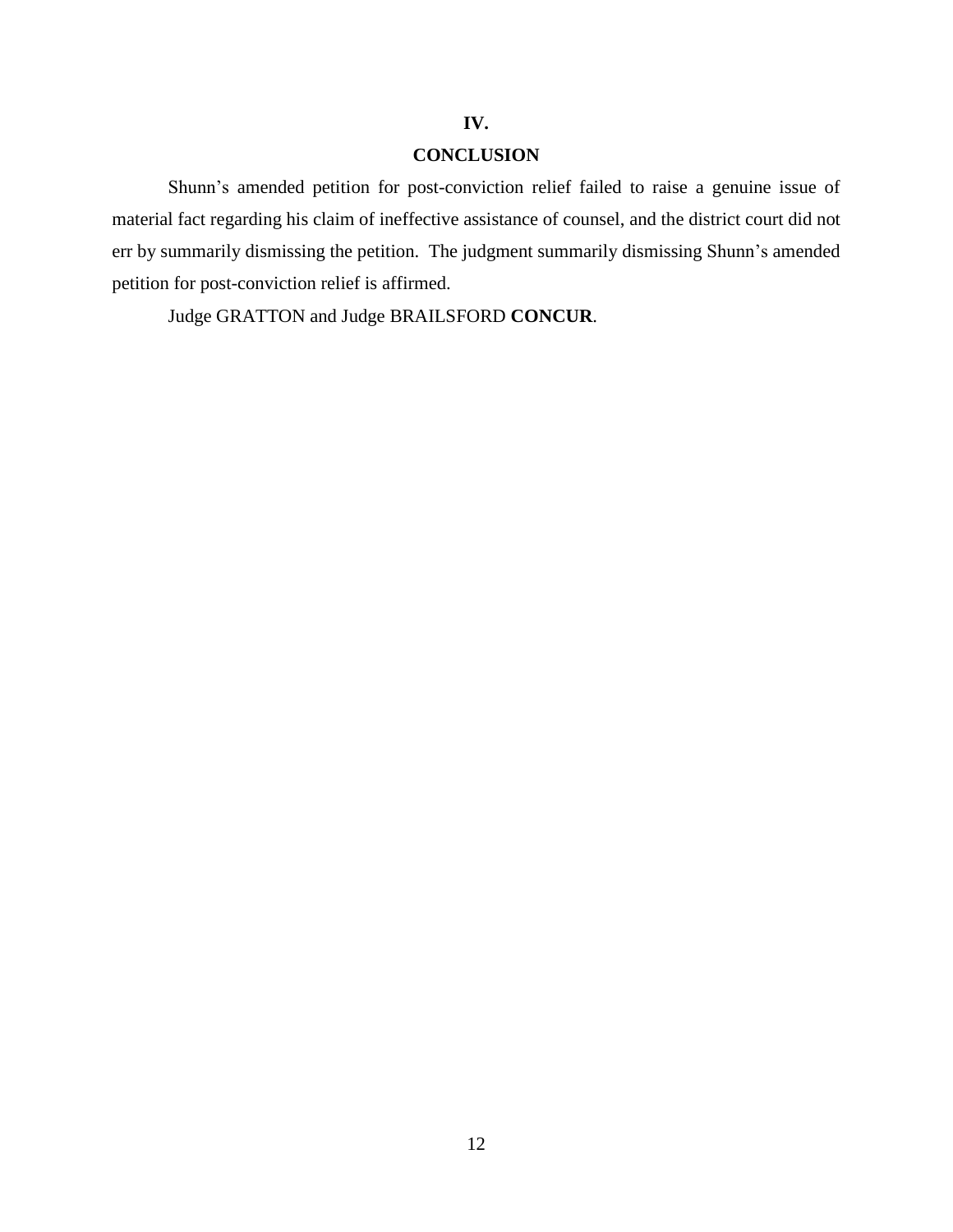## IV.

## CONCLUSION

Shunn's amended petition for post-conviction relief failed to raise a genuine issue of material fact regarding his claim of ineffective assistance of counsel, and the district court did not err by summarily dismissing the petition. The judgment summarily dismissing Shunn's amended petition for post-conviction relief is affirmed.

Judge GRATTON and Judge BRAILSFORD **CONCUR**.